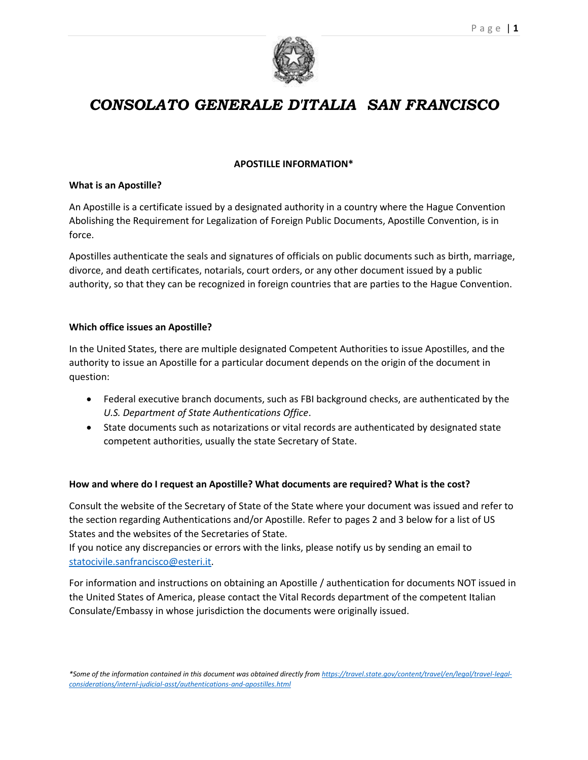# *CONSOLATO GENERALE D'ITALIA SAN FRANCISCO*

**APOSTILLE INFORMATION***

**What is an Apostille?**

An Apostille is a certificate issued by a designated authority in a country where the Hague Convention Abolishing the Requirement for Legalization of Foreign Public Documents, Apostille Convention, is in force.

Apostilles authenticate the seals and signatures of officials on public documents such as birth, marriage, divorce, and death certificates, notarials, court orders, or any other document issued by a public authority, so that they can be recognized in foreign countries that are parties to the Hague Convention.

**Which office issues an Apostille?**

In the United States, there are multiple designated Competent Authorities to issue Apostilles, and the authority to issue an Apostille for a particular document depends on the origin of the document in question:

- Federal executive branch documents, such as FBI background checks, are authenticated by the *U.S. Department of State Authentications Office*.
- State documents such as notarizations or vital records are authenticated by designated state competent authorities, usually the state Secretary of State.

**How and where do I request an Apostille? What documents are required? What is the cost?**

Consult the website of the Secretary of State of the State where your document was issued and refer to the section regarding Authentications and/or Apostille. Refer to pages 2 and 3 below for a list of US States and the websites of the Secretaries of State.
If you notice any discrepancies or errors with the links, please notify us by sending an email to statocivile.sanfrancisco@esteri.it.

For information and instructions on obtaining an Apostille / authentication for documents NOT issued in the United States of America, please contact the Vital Records department of the competent Italian Consulate/Embassy in whose jurisdiction the documents were originally issued.

**Some of the information contained in this document was obtained directly from https://travel.state.gov/content/travel/en/legal/travel-legal-considerations/internl-judicial-asst/authentications-and-apostilles.html*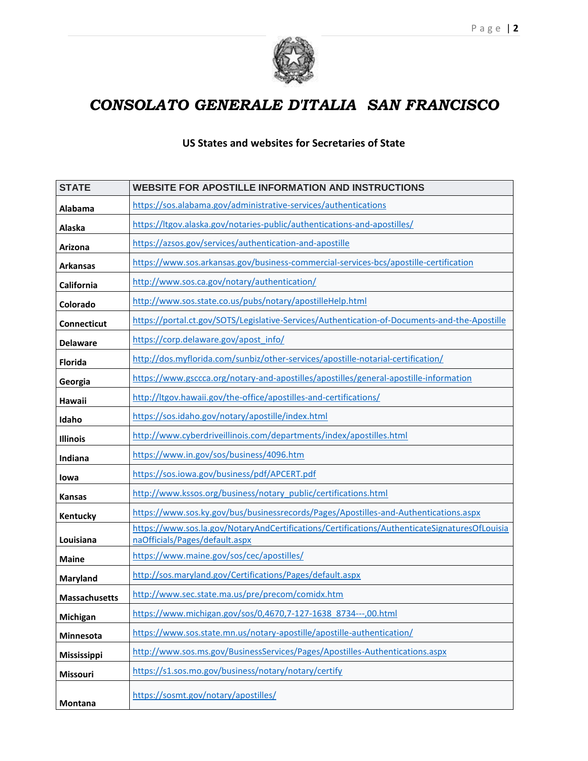# CONSOLATO GENERALE D'ITALIA SAN FRANCISCO

**US States and websites for Secretaries of State**

| STATE | WEBSITE FOR APOSTILLE INFORMATION AND INSTRUCTIONS |
|---|---|
| Alabama | https://sos.alabama.gov/administrative-services/authentications |
| Alaska | https://ltgov.alaska.gov/notaries-public/authentications-and-apostilles/ |
| Arizona | https://azsos.gov/services/authentication-and-apostille |
| Arkansas | https://www.sos.arkansas.gov/business-commercial-services-bcs/apostille-certification |
| California | http://www.sos.ca.gov/notary/authentication/ |
| Colorado | http://www.sos.state.co.us/pubs/notary/apostilleHelp.html |
| Connecticut | https://portal.ct.gov/SOTS/Legislative-Services/Authentication-of-Documents-and-the-Apostille |
| Delaware | https://corp.delaware.gov/apost_info/ |
| Florida | http://dos.myflorida.com/sunbiz/other-services/apostille-notarial-certification/ |
| Georgia | https://www.gsccca.org/notary-and-apostilles/apostilles/general-apostille-information |
| Hawaii | http://ltgov.hawaii.gov/the-office/apostilles-and-certifications/ |
| Idaho | https://sos.idaho.gov/notary/apostille/index.html |
| Illinois | http://www.cyberdriveillinois.com/departments/index/apostilles.html |
| Indiana | https://www.in.gov/sos/business/4096.htm |
| Iowa | https://sos.iowa.gov/business/pdf/APCERT.pdf |
| Kansas | http://www.kssos.org/business/notary_public/certifications.html |
| Kentucky | https://www.sos.ky.gov/bus/businessrecords/Pages/Apostilles-and-Authentications.aspx |
| Louisiana | https://www.sos.la.gov/NotaryAndCertifications/Certifications/AuthenticateSignaturesOfLouisianaOfficials/Pages/default.aspx |
| Maine | https://www.maine.gov/sos/cec/apostilles/ |
| Maryland | http://sos.maryland.gov/Certifications/Pages/default.aspx |
| Massachusetts | http://www.sec.state.ma.us/pre/precom/comidx.htm |
| Michigan | https://www.michigan.gov/sos/0,4670,7-127-1638_8734---,00.html |
| Minnesota | https://www.sos.state.mn.us/notary-apostille/apostille-authentication/ |
| Mississippi | http://www.sos.ms.gov/BusinessServices/Pages/Apostilles-Authentications.aspx |
| Missouri | https://s1.sos.mo.gov/business/notary/notary/certify |
| Montana | https://sosmt.gov/notary/apostilles/ |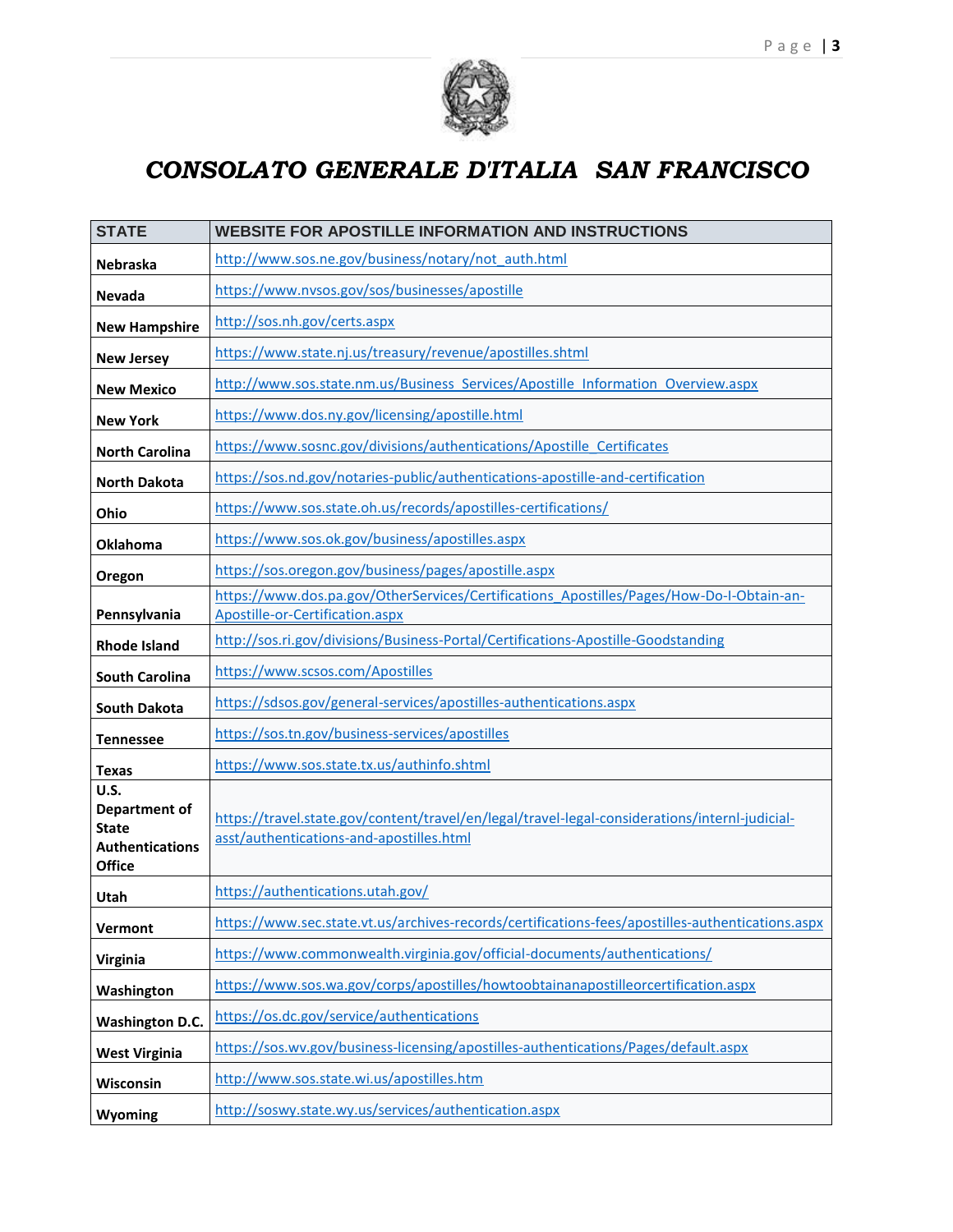# *CONSOLATO GENERALE D'ITALIA SAN FRANCISCO*

| STATE | WEBSITE FOR APOSTILLE INFORMATION AND INSTRUCTIONS |
|---|---|
| **Nebraska** | http://www.sos.ne.gov/business/notary/not_auth.html |
| **Nevada** | https://www.nvsos.gov/sos/businesses/apostille |
| **New Hampshire** | http://sos.nh.gov/certs.aspx |
| **New Jersey** | https://www.state.nj.us/treasury/revenue/apostilles.shtml |
| **New Mexico** | http://www.sos.state.nm.us/Business_Services/Apostille_Information_Overview.aspx |
| **New York** | https://www.dos.ny.gov/licensing/apostille.html |
| **North Carolina** | https://www.sosnc.gov/divisions/authentications/Apostille_Certificates |
| **North Dakota** | https://sos.nd.gov/notaries-public/authentications-apostille-and-certification |
| **Ohio** | https://www.sos.state.oh.us/records/apostilles-certifications/ |
| **Oklahoma** | https://www.sos.ok.gov/business/apostilles.aspx |
| **Oregon** | https://sos.oregon.gov/business/pages/apostille.aspx |
| **Pennsylvania** | https://www.dos.pa.gov/OtherServices/Certifications_Apostilles/Pages/How-Do-I-Obtain-an-Apostille-or-Certification.aspx |
| **Rhode Island** | http://sos.ri.gov/divisions/Business-Portal/Certifications-Apostille-Goodstanding |
| **South Carolina** | https://www.scsos.com/Apostilles |
| **South Dakota** | https://sdsos.gov/general-services/apostilles-authentications.aspx |
| **Tennessee** | https://sos.tn.gov/business-services/apostilles |
| **Texas** | https://www.sos.state.tx.us/authinfo.shtml |
| **U.S. Department of State Authentications Office** | https://travel.state.gov/content/travel/en/legal/travel-legal-considerations/internl-judicial-asst/authentications-and-apostilles.html |
| **Utah** | https://authentications.utah.gov/ |
| **Vermont** | https://www.sec.state.vt.us/archives-records/certifications-fees/apostilles-authentications.aspx |
| **Virginia** | https://www.commonwealth.virginia.gov/official-documents/authentications/ |
| **Washington** | https://www.sos.wa.gov/corps/apostilles/howtoobtainanapostilleorcertification.aspx |
| **Washington D.C.** | https://os.dc.gov/service/authentications |
| **West Virginia** | https://sos.wv.gov/business-licensing/apostilles-authentications/Pages/default.aspx |
| **Wisconsin** | http://www.sos.state.wi.us/apostilles.htm |
| **Wyoming** | http://soswy.state.wy.us/services/authentication.aspx |